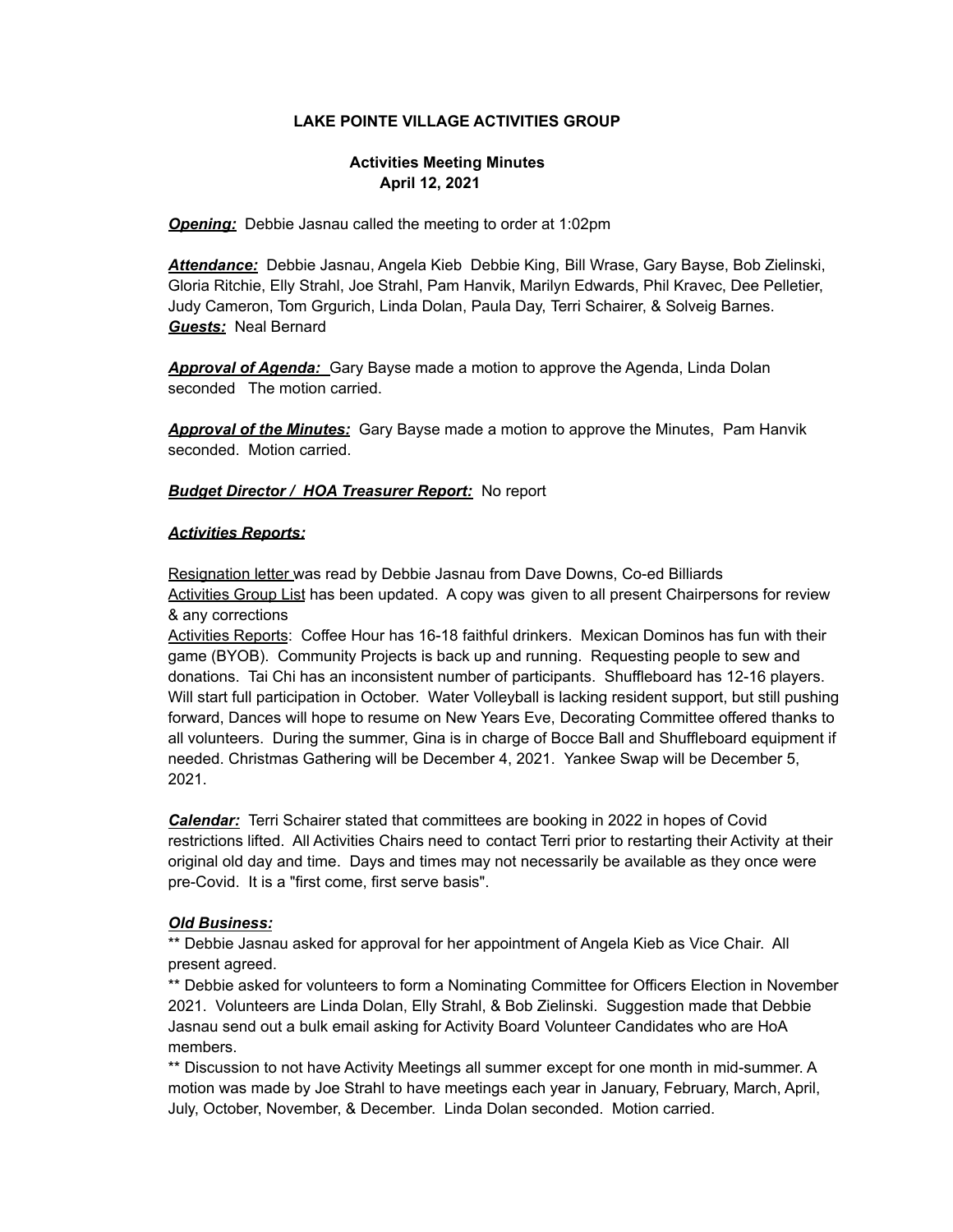# LAKE POINTE VILLAGE ACTIVITIES GROUP

## Activities Meeting Minutes
### April 12, 2021

***Opening:*** Debbie Jasnau called the meeting to order at 1:02pm

***Attendance:*** Debbie Jasnau, Angela Kieb Debbie King, Bill Wrase, Gary Bayse, Bob Zielinski, Gloria Ritchie, Elly Strahl, Joe Strahl, Pam Hanvik, Marilyn Edwards, Phil Kravec, Dee Pelletier, Judy Cameron, Tom Grgurich, Linda Dolan, Paula Day, Terri Schairer, & Solveig Barnes.
***Guests:*** Neal Bernard

***Approval of Agenda:*** Gary Bayse made a motion to approve the Agenda, Linda Dolan seconded The motion carried.

***Approval of the Minutes:*** Gary Bayse made a motion to approve the Minutes, Pam Hanvik seconded. Motion carried.

***Budget Director / HOA Treasurer Report:*** No report

***Activities Reports:***

Resignation letter was read by Debbie Jasnau from Dave Downs, Co-ed Billiards
Activities Group List has been updated. A copy was given to all present Chairpersons for review & any corrections
Activities Reports: Coffee Hour has 16-18 faithful drinkers. Mexican Dominos has fun with their game (BYOB). Community Projects is back up and running. Requesting people to sew and donations. Tai Chi has an inconsistent number of participants. Shuffleboard has 12-16 players. Will start full participation in October. Water Volleyball is lacking resident support, but still pushing forward, Dances will hope to resume on New Years Eve, Decorating Committee offered thanks to all volunteers. During the summer, Gina is in charge of Bocce Ball and Shuffleboard equipment if needed. Christmas Gathering will be December 4, 2021. Yankee Swap will be December 5, 2021.

***Calendar:*** Terri Schairer stated that committees are booking in 2022 in hopes of Covid restrictions lifted. All Activities Chairs need to contact Terri prior to restarting their Activity at their original old day and time. Days and times may not necessarily be available as they once were pre-Covid. It is a "first come, first serve basis".

***Old Business:***
** Debbie Jasnau asked for approval for her appointment of Angela Kieb as Vice Chair. All present agreed.
** Debbie asked for volunteers to form a Nominating Committee for Officers Election in November 2021. Volunteers are Linda Dolan, Elly Strahl, & Bob Zielinski. Suggestion made that Debbie Jasnau send out a bulk email asking for Activity Board Volunteer Candidates who are HoA members.
** Discussion to not have Activity Meetings all summer except for one month in mid-summer. A motion was made by Joe Strahl to have meetings each year in January, February, March, April, July, October, November, & December. Linda Dolan seconded. Motion carried.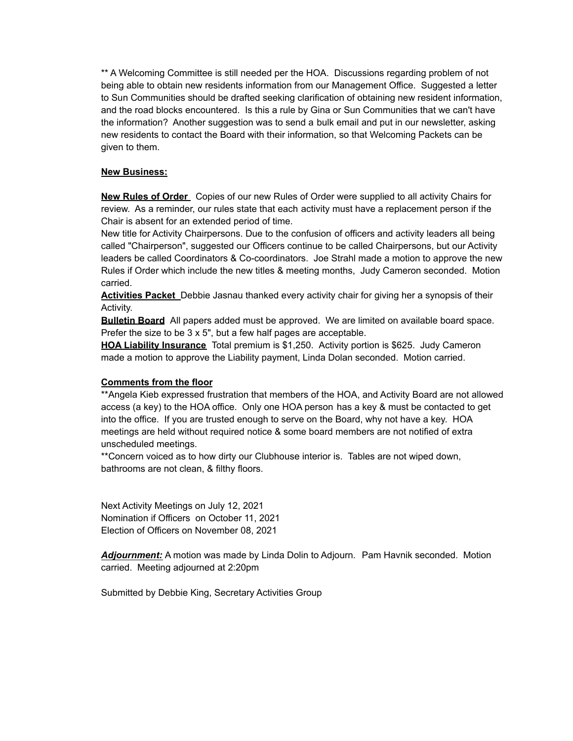** A Welcoming Committee is still needed per the HOA. Discussions regarding problem of not being able to obtain new residents information from our Management Office. Suggested a letter to Sun Communities should be drafted seeking clarification of obtaining new resident information, and the road blocks encountered. Is this a rule by Gina or Sun Communities that we can't have the information? Another suggestion was to send a bulk email and put in our newsletter, asking new residents to contact the Board with their information, so that Welcoming Packets can be given to them.

**New Business:**

**New Rules of Order** Copies of our new Rules of Order were supplied to all activity Chairs for review. As a reminder, our rules state that each activity must have a replacement person if the Chair is absent for an extended period of time.
New title for Activity Chairpersons. Due to the confusion of officers and activity leaders all being called "Chairperson", suggested our Officers continue to be called Chairpersons, but our Activity leaders be called Coordinators & Co-coordinators. Joe Strahl made a motion to approve the new Rules if Order which include the new titles & meeting months, Judy Cameron seconded. Motion carried.
**Activities Packet** Debbie Jasnau thanked every activity chair for giving her a synopsis of their Activity.
**Bulletin Board** All papers added must be approved. We are limited on available board space. Prefer the size to be 3 x 5", but a few half pages are acceptable.
**HOA Liability Insurance** Total premium is $1,250. Activity portion is $625. Judy Cameron made a motion to approve the Liability payment, Linda Dolan seconded. Motion carried.

**Comments from the floor**
**Angela Kieb expressed frustration that members of the HOA, and Activity Board are not allowed access (a key) to the HOA office. Only one HOA person has a key & must be contacted to get into the office. If you are trusted enough to serve on the Board, why not have a key. HOA meetings are held without required notice & some board members are not notified of extra unscheduled meetings.
**Concern voiced as to how dirty our Clubhouse interior is. Tables are not wiped down, bathrooms are not clean, & filthy floors.

Next Activity Meetings on July 12, 2021
Nomination if Officers on October 11, 2021
Election of Officers on November 08, 2021

***Adjournment:*** A motion was made by Linda Dolin to Adjourn. Pam Havnik seconded. Motion carried. Meeting adjourned at 2:20pm

Submitted by Debbie King, Secretary Activities Group